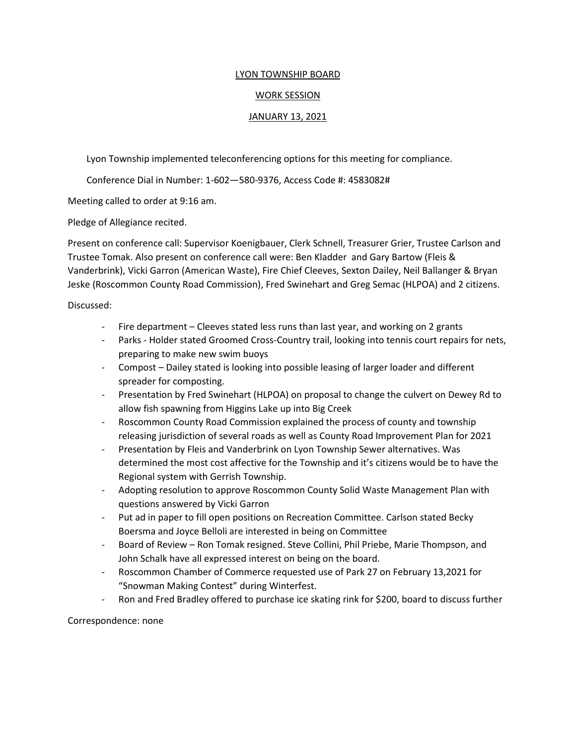# LYON TOWNSHIP BOARD

## WORK SESSION

## JANUARY 13, 2021

Lyon Township implemented teleconferencing options for this meeting for compliance.

Conference Dial in Number: 1-602—580-9376, Access Code #: 4583082#

Meeting called to order at 9:16 am.

Pledge of Allegiance recited.

Present on conference call: Supervisor Koenigbauer, Clerk Schnell, Treasurer Grier, Trustee Carlson and Trustee Tomak. Also present on conference call were: Ben Kladder and Gary Bartow (Fleis & Vanderbrink), Vicki Garron (American Waste), Fire Chief Cleeves, Sexton Dailey, Neil Ballanger & Bryan Jeske (Roscommon County Road Commission), Fred Swinehart and Greg Semac (HLPOA) and 2 citizens.

Discussed:

- Fire department – Cleeves stated less runs than last year, and working on 2 grants
- Parks - Holder stated Groomed Cross-Country trail, looking into tennis court repairs for nets, preparing to make new swim buoys
- Compost – Dailey stated is looking into possible leasing of larger loader and different spreader for composting.
- Presentation by Fred Swinehart (HLPOA) on proposal to change the culvert on Dewey Rd to allow fish spawning from Higgins Lake up into Big Creek
- Roscommon County Road Commission explained the process of county and township releasing jurisdiction of several roads as well as County Road Improvement Plan for 2021
- Presentation by Fleis and Vanderbrink on Lyon Township Sewer alternatives. Was determined the most cost affective for the Township and it's citizens would be to have the Regional system with Gerrish Township.
- Adopting resolution to approve Roscommon County Solid Waste Management Plan with questions answered by Vicki Garron
- Put ad in paper to fill open positions on Recreation Committee. Carlson stated Becky Boersma and Joyce Belloli are interested in being on Committee
- Board of Review – Ron Tomak resigned. Steve Collini, Phil Priebe, Marie Thompson, and John Schalk have all expressed interest on being on the board.
- Roscommon Chamber of Commerce requested use of Park 27 on February 13,2021 for "Snowman Making Contest" during Winterfest.
- Ron and Fred Bradley offered to purchase ice skating rink for $200, board to discuss further

Correspondence: none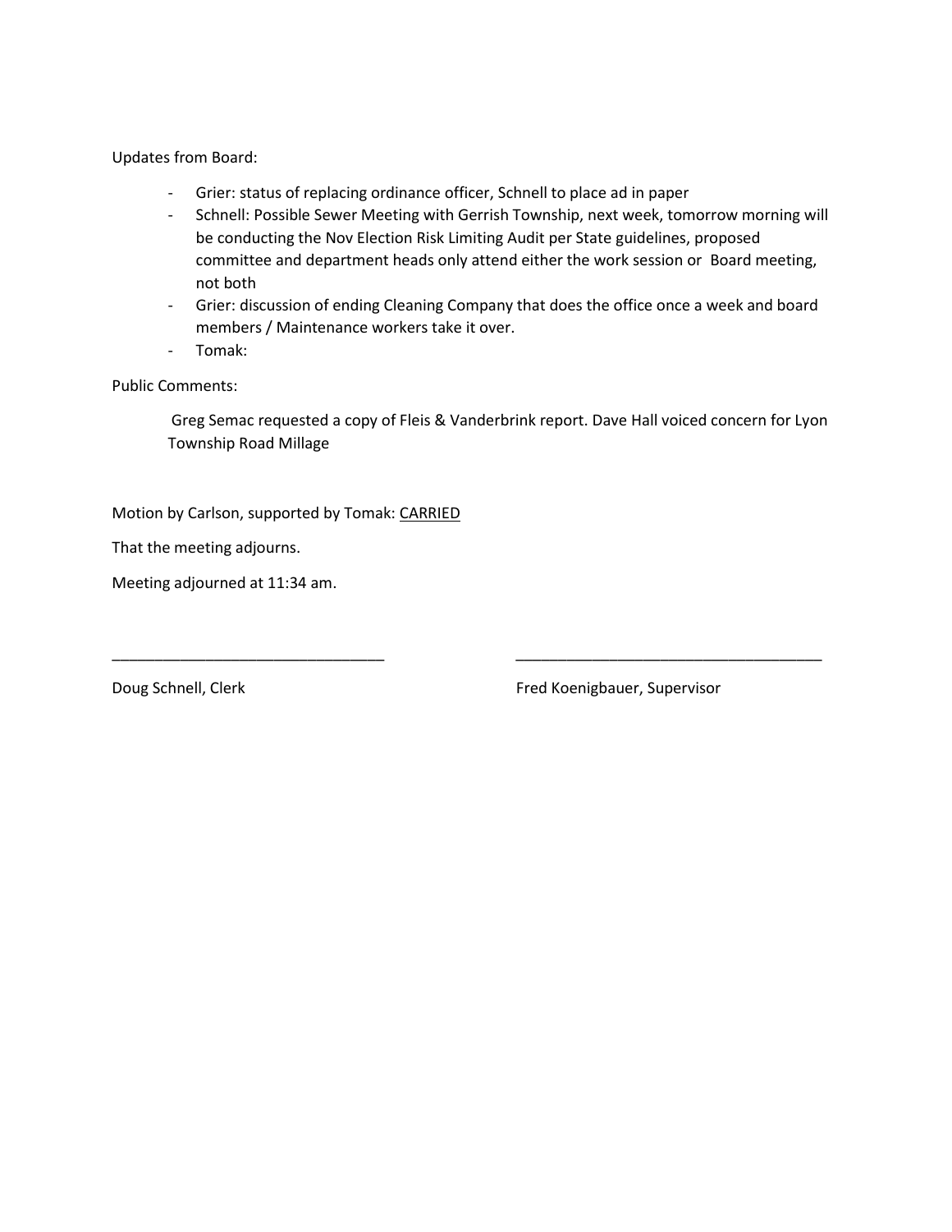Updates from Board:

- Grier: status of replacing ordinance officer, Schnell to place ad in paper
- Schnell: Possible Sewer Meeting with Gerrish Township, next week, tomorrow morning will be conducting the Nov Election Risk Limiting Audit per State guidelines, proposed committee and department heads only attend either the work session or Board meeting, not both
- Grier: discussion of ending Cleaning Company that does the office once a week and board members / Maintenance workers take it over.
- Tomak:

Public Comments:

Greg Semac requested a copy of Fleis & Vanderbrink report. Dave Hall voiced concern for Lyon Township Road Millage

Motion by Carlson, supported by Tomak: CARRIED

That the meeting adjourns.

Meeting adjourned at 11:34 am.

\_\_\_\_\_\_\_\_\_\_\_\_\_\_\_\_\_\_\_\_\_\_\_\_\_\_\_\_\_\_\_\_ \_\_\_\_\_\_\_\_\_\_\_\_\_\_\_\_\_\_\_\_\_\_\_\_\_\_\_\_\_\_\_\_\_\_\_\_

Doug Schnell, Clerk

Fred Koenigbauer, Supervisor